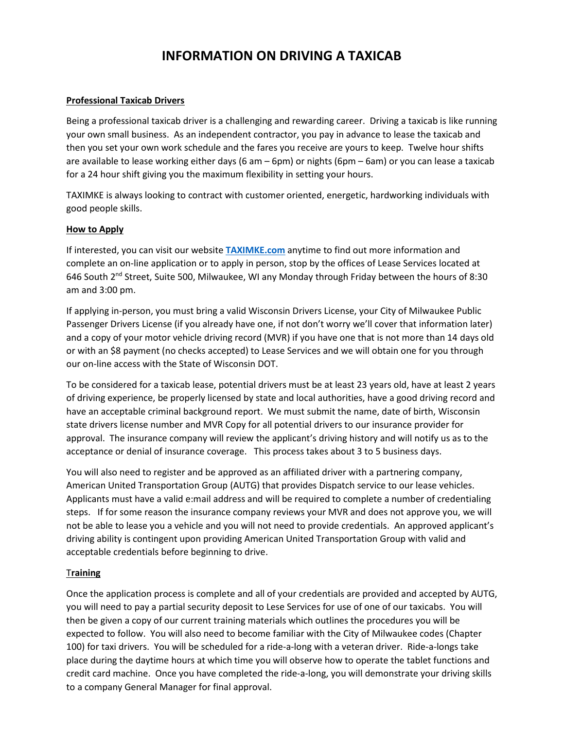# INFORMATION ON DRIVING A TAXICAB

**Professional Taxicab Drivers**

Being a professional taxicab driver is a challenging and rewarding career. Driving a taxicab is like running your own small business. As an independent contractor, you pay in advance to lease the taxicab and then you set your own work schedule and the fares you receive are yours to keep. Twelve hour shifts are available to lease working either days (6 am – 6pm) or nights (6pm – 6am) or you can lease a taxicab for a 24 hour shift giving you the maximum flexibility in setting your hours.

TAXIMKE is always looking to contract with customer oriented, energetic, hardworking individuals with good people skills.

**How to Apply**

If interested, you can visit our website **TAXIMKE.com** anytime to find out more information and complete an on-line application or to apply in person, stop by the offices of Lease Services located at 646 South 2nd Street, Suite 500, Milwaukee, WI any Monday through Friday between the hours of 8:30 am and 3:00 pm.

If applying in-person, you must bring a valid Wisconsin Drivers License, your City of Milwaukee Public Passenger Drivers License (if you already have one, if not don't worry we'll cover that information later) and a copy of your motor vehicle driving record (MVR) if you have one that is not more than 14 days old or with an $8 payment (no checks accepted) to Lease Services and we will obtain one for you through our on-line access with the State of Wisconsin DOT.

To be considered for a taxicab lease, potential drivers must be at least 23 years old, have at least 2 years of driving experience, be properly licensed by state and local authorities, have a good driving record and have an acceptable criminal background report. We must submit the name, date of birth, Wisconsin state drivers license number and MVR Copy for all potential drivers to our insurance provider for approval. The insurance company will review the applicant's driving history and will notify us as to the acceptance or denial of insurance coverage. This process takes about 3 to 5 business days.

You will also need to register and be approved as an affiliated driver with a partnering company, American United Transportation Group (AUTG) that provides Dispatch service to our lease vehicles. Applicants must have a valid e:mail address and will be required to complete a number of credentialing steps. If for some reason the insurance company reviews your MVR and does not approve you, we will not be able to lease you a vehicle and you will not need to provide credentials. An approved applicant's driving ability is contingent upon providing American United Transportation Group with valid and acceptable credentials before beginning to drive.

**Training**

Once the application process is complete and all of your credentials are provided and accepted by AUTG, you will need to pay a partial security deposit to Lese Services for use of one of our taxicabs. You will then be given a copy of our current training materials which outlines the procedures you will be expected to follow. You will also need to become familiar with the City of Milwaukee codes (Chapter 100) for taxi drivers. You will be scheduled for a ride-a-long with a veteran driver. Ride-a-longs take place during the daytime hours at which time you will observe how to operate the tablet functions and credit card machine. Once you have completed the ride-a-long, you will demonstrate your driving skills to a company General Manager for final approval.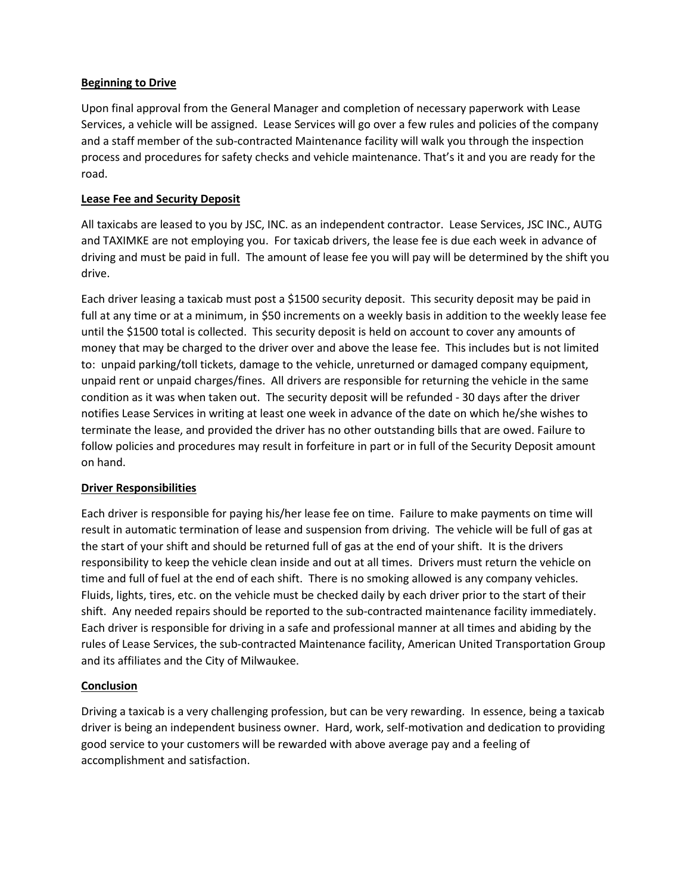**Beginning to Drive**

Upon final approval from the General Manager and completion of necessary paperwork with Lease Services, a vehicle will be assigned. Lease Services will go over a few rules and policies of the company and a staff member of the sub-contracted Maintenance facility will walk you through the inspection process and procedures for safety checks and vehicle maintenance. That's it and you are ready for the road.

**Lease Fee and Security Deposit**

All taxicabs are leased to you by JSC, INC. as an independent contractor. Lease Services, JSC INC., AUTG and TAXIMKE are not employing you. For taxicab drivers, the lease fee is due each week in advance of driving and must be paid in full. The amount of lease fee you will pay will be determined by the shift you drive.

Each driver leasing a taxicab must post a $1500 security deposit. This security deposit may be paid in full at any time or at a minimum, in $50 increments on a weekly basis in addition to the weekly lease fee until the $1500 total is collected. This security deposit is held on account to cover any amounts of money that may be charged to the driver over and above the lease fee. This includes but is not limited to: unpaid parking/toll tickets, damage to the vehicle, unreturned or damaged company equipment, unpaid rent or unpaid charges/fines. All drivers are responsible for returning the vehicle in the same condition as it was when taken out. The security deposit will be refunded - 30 days after the driver notifies Lease Services in writing at least one week in advance of the date on which he/she wishes to terminate the lease, and provided the driver has no other outstanding bills that are owed. Failure to follow policies and procedures may result in forfeiture in part or in full of the Security Deposit amount on hand.

**Driver Responsibilities**

Each driver is responsible for paying his/her lease fee on time. Failure to make payments on time will result in automatic termination of lease and suspension from driving. The vehicle will be full of gas at the start of your shift and should be returned full of gas at the end of your shift. It is the drivers responsibility to keep the vehicle clean inside and out at all times. Drivers must return the vehicle on time and full of fuel at the end of each shift. There is no smoking allowed is any company vehicles. Fluids, lights, tires, etc. on the vehicle must be checked daily by each driver prior to the start of their shift. Any needed repairs should be reported to the sub-contracted maintenance facility immediately. Each driver is responsible for driving in a safe and professional manner at all times and abiding by the rules of Lease Services, the sub-contracted Maintenance facility, American United Transportation Group and its affiliates and the City of Milwaukee.

**Conclusion**

Driving a taxicab is a very challenging profession, but can be very rewarding. In essence, being a taxicab driver is being an independent business owner. Hard, work, self-motivation and dedication to providing good service to your customers will be rewarded with above average pay and a feeling of accomplishment and satisfaction.